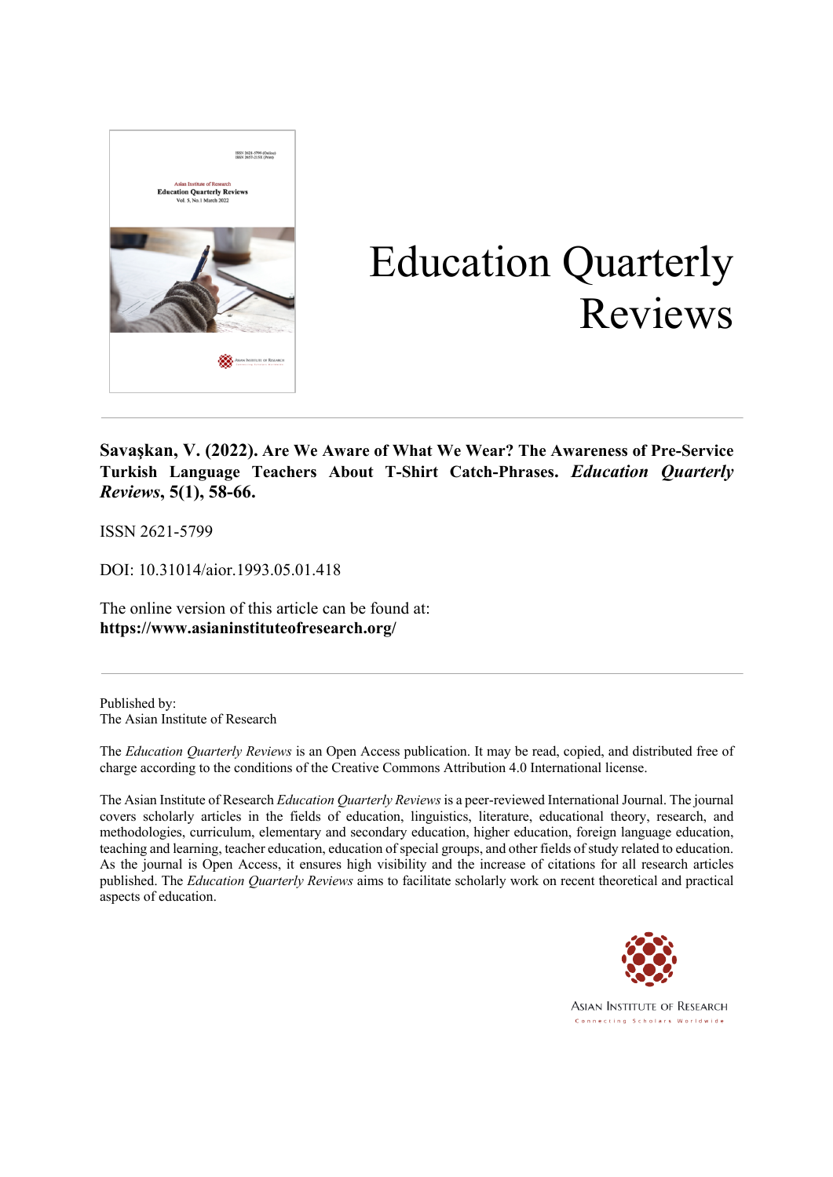# Education Quarterly Reviews

**Savaşkan, V. (2022). Are We Aware of What We Wear? The Awareness of Pre-Service Turkish Language Teachers About T-Shirt Catch-Phrases. *Education Quarterly Reviews*, 5(1), 58-66.**

ISSN 2621-5799

DOI: 10.31014/aior.1993.05.01.418

The online version of this article can be found at:
**https://www.asianinstituteofresearch.org/**

---

Published by:
The Asian Institute of Research

The *Education Quarterly Reviews* is an Open Access publication. It may be read, copied, and distributed free of charge according to the conditions of the Creative Commons Attribution 4.0 International license.

The Asian Institute of Research *Education Quarterly Reviews* is a peer-reviewed International Journal. The journal covers scholarly articles in the fields of education, linguistics, literature, educational theory, research, and methodologies, curriculum, elementary and secondary education, higher education, foreign language education, teaching and learning, teacher education, education of special groups, and other fields of study related to education. As the journal is Open Access, it ensures high visibility and the increase of citations for all research articles published. The *Education Quarterly Reviews* aims to facilitate scholarly work on recent theoretical and practical aspects of education.

ASIAN INSTITUTE OF RESEARCH
Connecting Scholars Worldwide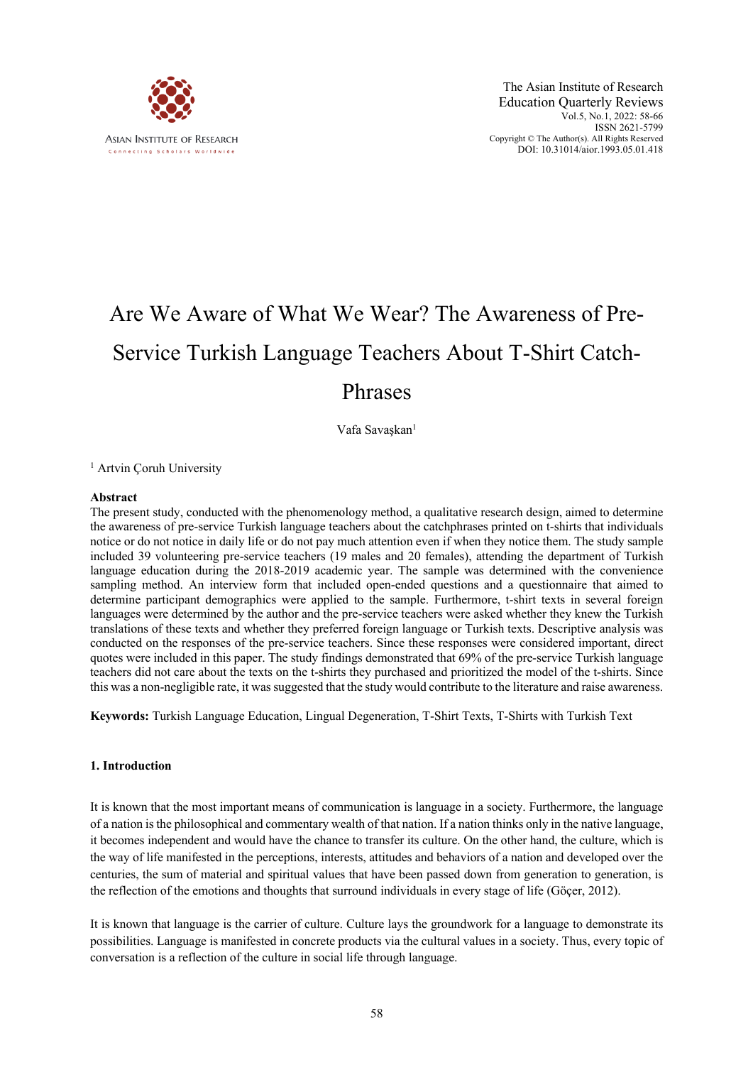# Are We Aware of What We Wear? The Awareness of Pre-Service Turkish Language Teachers About T-Shirt Catch-Phrases

Vafa Savaşkan[1]

[1] Artvin Çoruh University

## Abstract

The present study, conducted with the phenomenology method, a qualitative research design, aimed to determine the awareness of pre-service Turkish language teachers about the catchphrases printed on t-shirts that individuals notice or do not notice in daily life or do not pay much attention even if when they notice them. The study sample included 39 volunteering pre-service teachers (19 males and 20 females), attending the department of Turkish language education during the 2018-2019 academic year. The sample was determined with the convenience sampling method. An interview form that included open-ended questions and a questionnaire that aimed to determine participant demographics were applied to the sample. Furthermore, t-shirt texts in several foreign languages were determined by the author and the pre-service teachers were asked whether they knew the Turkish translations of these texts and whether they preferred foreign language or Turkish texts. Descriptive analysis was conducted on the responses of the pre-service teachers. Since these responses were considered important, direct quotes were included in this paper. The study findings demonstrated that 69% of the pre-service Turkish language teachers did not care about the texts on the t-shirts they purchased and prioritized the model of the t-shirts. Since this was a non-negligible rate, it was suggested that the study would contribute to the literature and raise awareness.

**Keywords:** Turkish Language Education, Lingual Degeneration, T-Shirt Texts, T-Shirts with Turkish Text

## 1. Introduction

It is known that the most important means of communication is language in a society. Furthermore, the language of a nation is the philosophical and commentary wealth of that nation. If a nation thinks only in the native language, it becomes independent and would have the chance to transfer its culture. On the other hand, the culture, which is the way of life manifested in the perceptions, interests, attitudes and behaviors of a nation and developed over the centuries, the sum of material and spiritual values that have been passed down from generation to generation, is the reflection of the emotions and thoughts that surround individuals in every stage of life (Göçer, 2012).

It is known that language is the carrier of culture. Culture lays the groundwork for a language to demonstrate its possibilities. Language is manifested in concrete products via the cultural values in a society. Thus, every topic of conversation is a reflection of the culture in social life through language.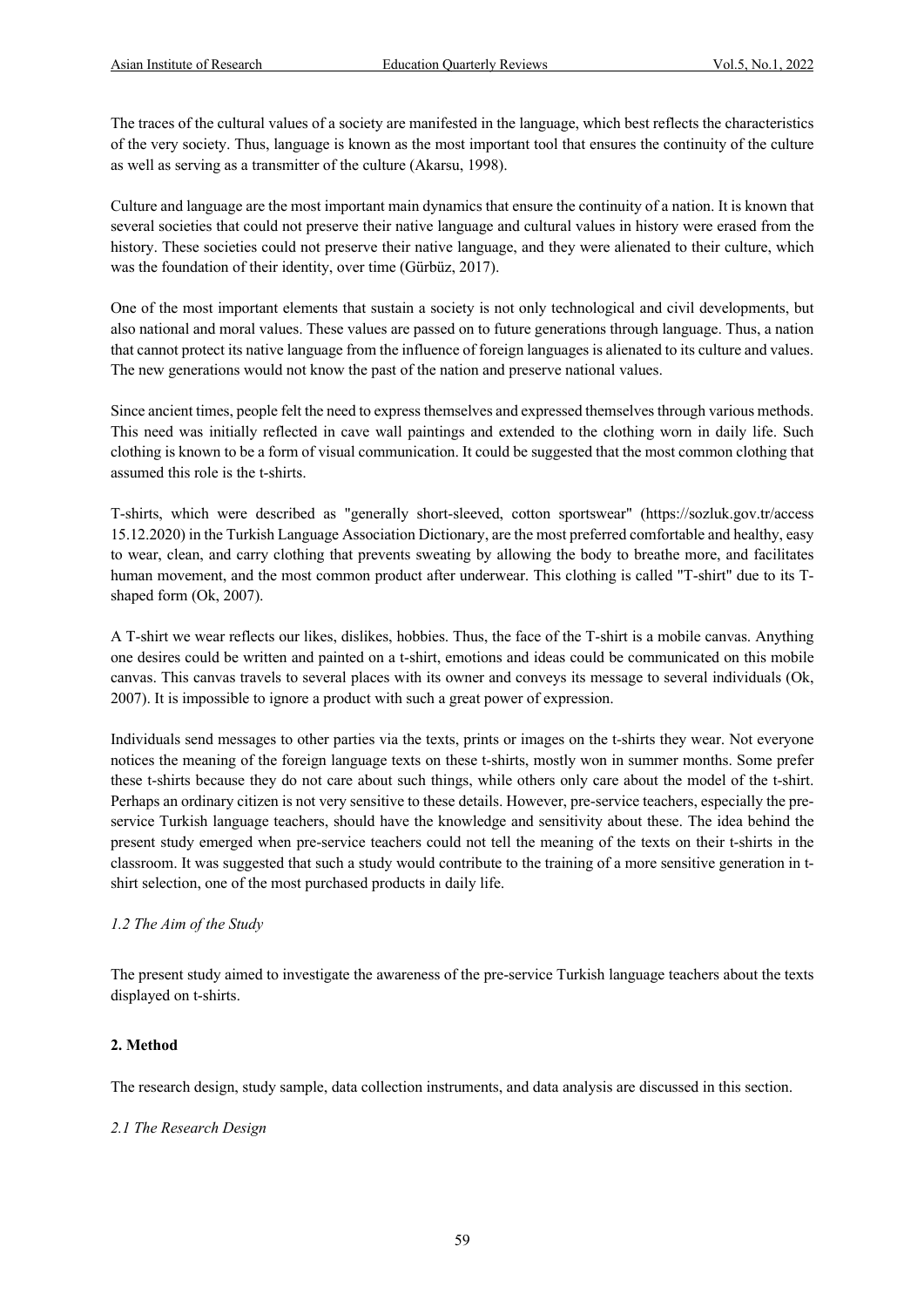The traces of the cultural values of a society are manifested in the language, which best reflects the characteristics of the very society. Thus, language is known as the most important tool that ensures the continuity of the culture as well as serving as a transmitter of the culture (Akarsu, 1998).

Culture and language are the most important main dynamics that ensure the continuity of a nation. It is known that several societies that could not preserve their native language and cultural values in history were erased from the history. These societies could not preserve their native language, and they were alienated to their culture, which was the foundation of their identity, over time (Gürbüz, 2017).

One of the most important elements that sustain a society is not only technological and civil developments, but also national and moral values. These values are passed on to future generations through language. Thus, a nation that cannot protect its native language from the influence of foreign languages is alienated to its culture and values. The new generations would not know the past of the nation and preserve national values.

Since ancient times, people felt the need to express themselves and expressed themselves through various methods. This need was initially reflected in cave wall paintings and extended to the clothing worn in daily life. Such clothing is known to be a form of visual communication. It could be suggested that the most common clothing that assumed this role is the t-shirts.

T-shirts, which were described as "generally short-sleeved, cotton sportswear" (https://sozluk.gov.tr/access 15.12.2020) in the Turkish Language Association Dictionary, are the most preferred comfortable and healthy, easy to wear, clean, and carry clothing that prevents sweating by allowing the body to breathe more, and facilitates human movement, and the most common product after underwear. This clothing is called "T-shirt" due to its T-shaped form (Ok, 2007).

A T-shirt we wear reflects our likes, dislikes, hobbies. Thus, the face of the T-shirt is a mobile canvas. Anything one desires could be written and painted on a t-shirt, emotions and ideas could be communicated on this mobile canvas. This canvas travels to several places with its owner and conveys its message to several individuals (Ok, 2007). It is impossible to ignore a product with such a great power of expression.

Individuals send messages to other parties via the texts, prints or images on the t-shirts they wear. Not everyone notices the meaning of the foreign language texts on these t-shirts, mostly won in summer months. Some prefer these t-shirts because they do not care about such things, while others only care about the model of the t-shirt. Perhaps an ordinary citizen is not very sensitive to these details. However, pre-service teachers, especially the pre-service Turkish language teachers, should have the knowledge and sensitivity about these. The idea behind the present study emerged when pre-service teachers could not tell the meaning of the texts on their t-shirts in the classroom. It was suggested that such a study would contribute to the training of a more sensitive generation in t-shirt selection, one of the most purchased products in daily life.

### *1.2 The Aim of the Study*

The present study aimed to investigate the awareness of the pre-service Turkish language teachers about the texts displayed on t-shirts.

## **2. Method**

The research design, study sample, data collection instruments, and data analysis are discussed in this section.

### *2.1 The Research Design*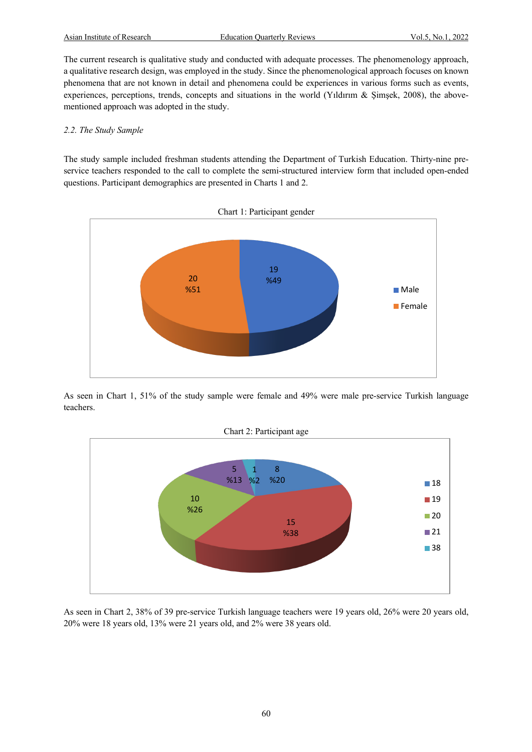The current research is qualitative study and conducted with adequate processes. The phenomenology approach, a qualitative research design, was employed in the study. Since the phenomenological approach focuses on known phenomena that are not known in detail and phenomena could be experiences in various forms such as events, experiences, perceptions, trends, concepts and situations in the world (Yıldırım & Şimşek, 2008), the above-mentioned approach was adopted in the study.

### *2.2. The Study Sample*

The study sample included freshman students attending the Department of Turkish Education. Thirty-nine pre-service teachers responded to the call to complete the semi-structured interview form that included open-ended questions. Participant demographics are presented in Charts 1 and 2.

Chart 1: Participant gender

As seen in Chart 1, 51% of the study sample were female and 49% were male pre-service Turkish language teachers.

Chart 2: Participant age

As seen in Chart 2, 38% of 39 pre-service Turkish language teachers were 19 years old, 26% were 20 years old, 20% were 18 years old, 13% were 21 years old, and 2% were 38 years old.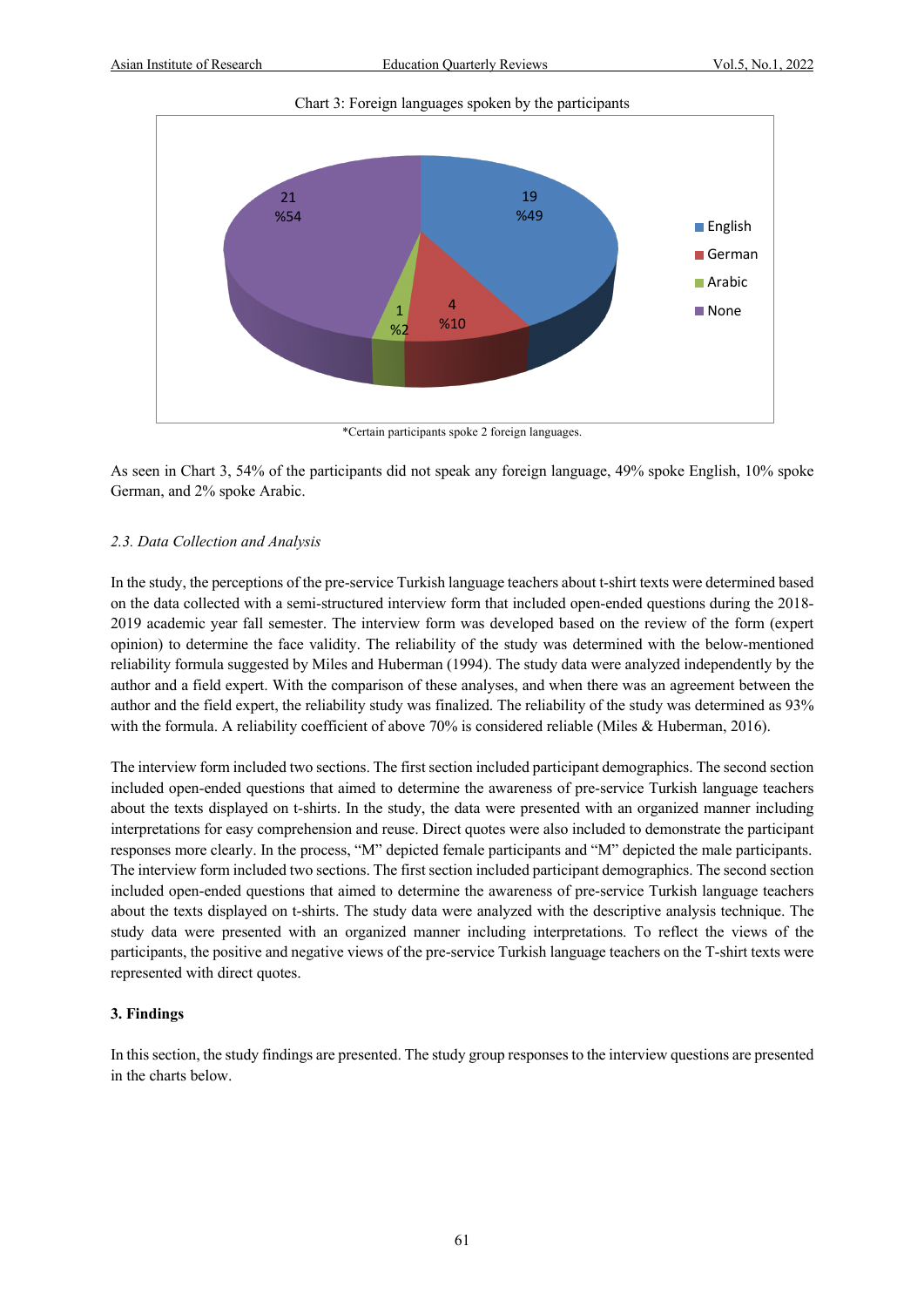Chart 3: Foreign languages spoken by the participants

*Certain participants spoke 2 foreign languages.

As seen in Chart 3, 54% of the participants did not speak any foreign language, 49% spoke English, 10% spoke German, and 2% spoke Arabic.

### *2.3. Data Collection and Analysis*

In the study, the perceptions of the pre-service Turkish language teachers about t-shirt texts were determined based on the data collected with a semi-structured interview form that included open-ended questions during the 2018-2019 academic year fall semester. The interview form was developed based on the review of the form (expert opinion) to determine the face validity. The reliability of the study was determined with the below-mentioned reliability formula suggested by Miles and Huberman (1994). The study data were analyzed independently by the author and a field expert. With the comparison of these analyses, and when there was an agreement between the author and the field expert, the reliability study was finalized. The reliability of the study was determined as 93% with the formula. A reliability coefficient of above 70% is considered reliable (Miles & Huberman, 2016).

The interview form included two sections. The first section included participant demographics. The second section included open-ended questions that aimed to determine the awareness of pre-service Turkish language teachers about the texts displayed on t-shirts. In the study, the data were presented with an organized manner including interpretations for easy comprehension and reuse. Direct quotes were also included to demonstrate the participant responses more clearly. In the process, "M" depicted female participants and "M" depicted the male participants. The interview form included two sections. The first section included participant demographics. The second section included open-ended questions that aimed to determine the awareness of pre-service Turkish language teachers about the texts displayed on t-shirts. The study data were analyzed with the descriptive analysis technique. The study data were presented with an organized manner including interpretations. To reflect the views of the participants, the positive and negative views of the pre-service Turkish language teachers on the T-shirt texts were represented with direct quotes.

## 3. Findings

In this section, the study findings are presented. The study group responses to the interview questions are presented in the charts below.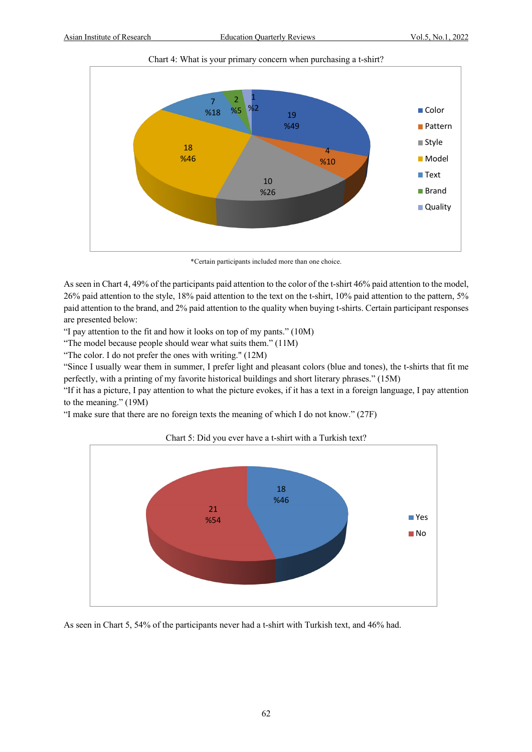Chart 4: What is your primary concern when purchasing a t-shirt?

| Category | Count | Percentage |
|---|---|---|
| Color | 19 | %49 |
| Pattern | 4 | %10 |
| Style | 10 | %26 |
| Model | 18 | %46 |
| Text | 7 | %18 |
| Brand | 2 | %5 |
| Quality | 1 | %2 |

*Certain participants included more than one choice.

As seen in Chart 4, 49% of the participants paid attention to the color of the t-shirt 46% paid attention to the model, 26% paid attention to the style, 18% paid attention to the text on the t-shirt, 10% paid attention to the pattern, 5% paid attention to the brand, and 2% paid attention to the quality when buying t-shirts. Certain participant responses are presented below:

"I pay attention to the fit and how it looks on top of my pants." (10M)

"The model because people should wear what suits them." (11M)

"The color. I do not prefer the ones with writing." (12M)

"Since I usually wear them in summer, I prefer light and pleasant colors (blue and tones), the t-shirts that fit me perfectly, with a printing of my favorite historical buildings and short literary phrases." (15M)

"If it has a picture, I pay attention to what the picture evokes, if it has a text in a foreign language, I pay attention to the meaning." (19M)

"I make sure that there are no foreign texts the meaning of which I do not know." (27F)

Chart 5: Did you ever have a t-shirt with a Turkish text?

| Response | Count | Percentage |
|---|---|---|
| Yes | 18 | %46 |
| No | 21 | %54 |

As seen in Chart 5, 54% of the participants never had a t-shirt with Turkish text, and 46% had.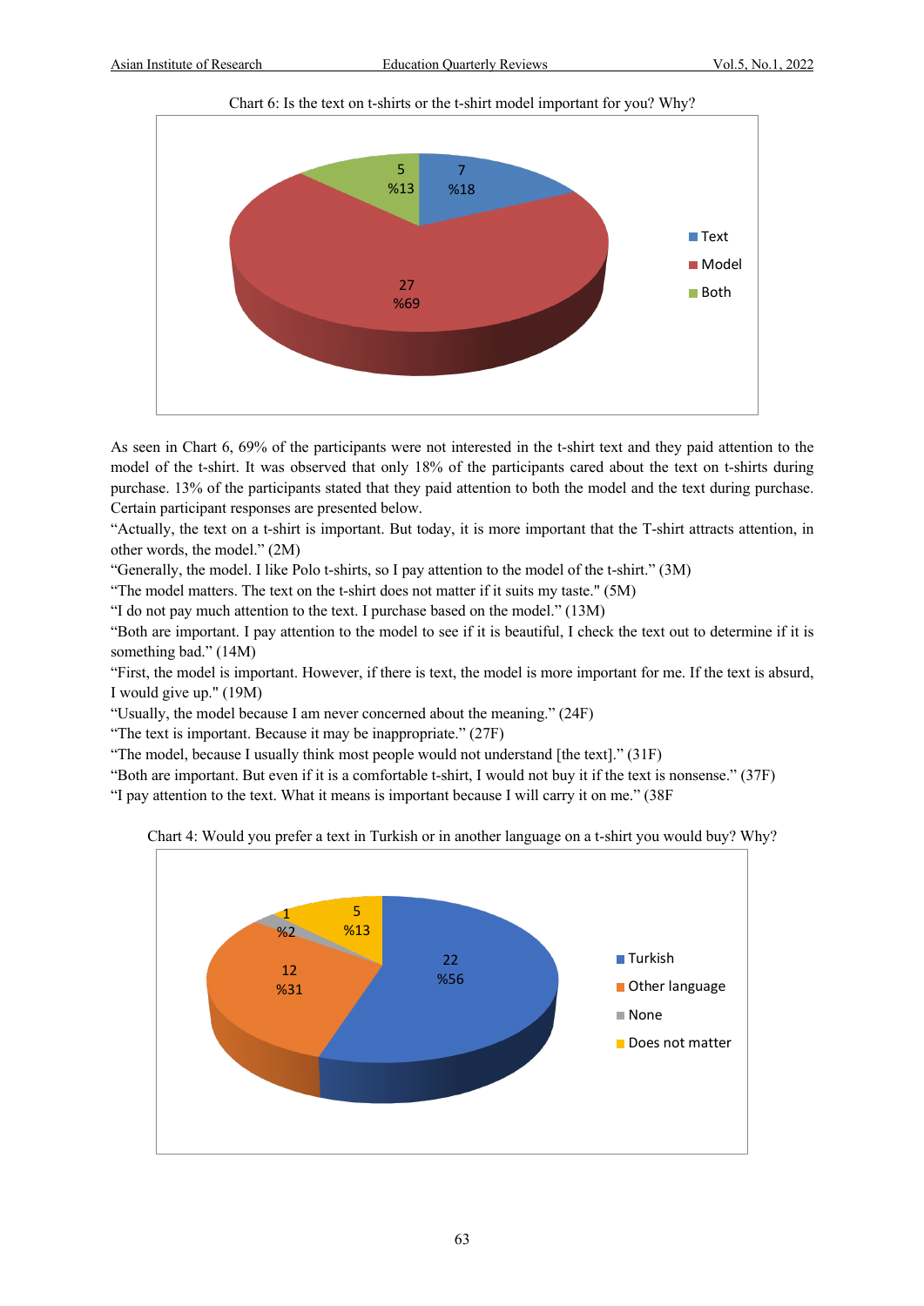Chart 6: Is the text on t-shirts or the t-shirt model important for you? Why?

| Response | Count | Percentage |
| --- | --- | --- |
| Text | 7 | %18 |
| Model | 27 | %69 |
| Both | 5 | %13 |

As seen in Chart 6, 69% of the participants were not interested in the t-shirt text and they paid attention to the model of the t-shirt. It was observed that only 18% of the participants cared about the text on t-shirts during purchase. 13% of the participants stated that they paid attention to both the model and the text during purchase. Certain participant responses are presented below.

"Actually, the text on a t-shirt is important. But today, it is more important that the T-shirt attracts attention, in other words, the model." (2M)

"Generally, the model. I like Polo t-shirts, so I pay attention to the model of the t-shirt." (3M)

"The model matters. The text on the t-shirt does not matter if it suits my taste." (5M)

"I do not pay much attention to the text. I purchase based on the model." (13M)

"Both are important. I pay attention to the model to see if it is beautiful, I check the text out to determine if it is something bad." (14M)

"First, the model is important. However, if there is text, the model is more important for me. If the text is absurd, I would give up." (19M)

"Usually, the model because I am never concerned about the meaning." (24F)

"The text is important. Because it may be inappropriate." (27F)

"The model, because I usually think most people would not understand [the text]." (31F)

"Both are important. But even if it is a comfortable t-shirt, I would not buy it if the text is nonsense." (37F)

"I pay attention to the text. What it means is important because I will carry it on me." (38F

Chart 4: Would you prefer a text in Turkish or in another language on a t-shirt you would buy? Why?

| Response | Count | Percentage |
| --- | --- | --- |
| Turkish | 22 | %56 |
| Other language | 12 | %31 |
| None | 1 | %2 |
| Does not matter | 5 | %13 |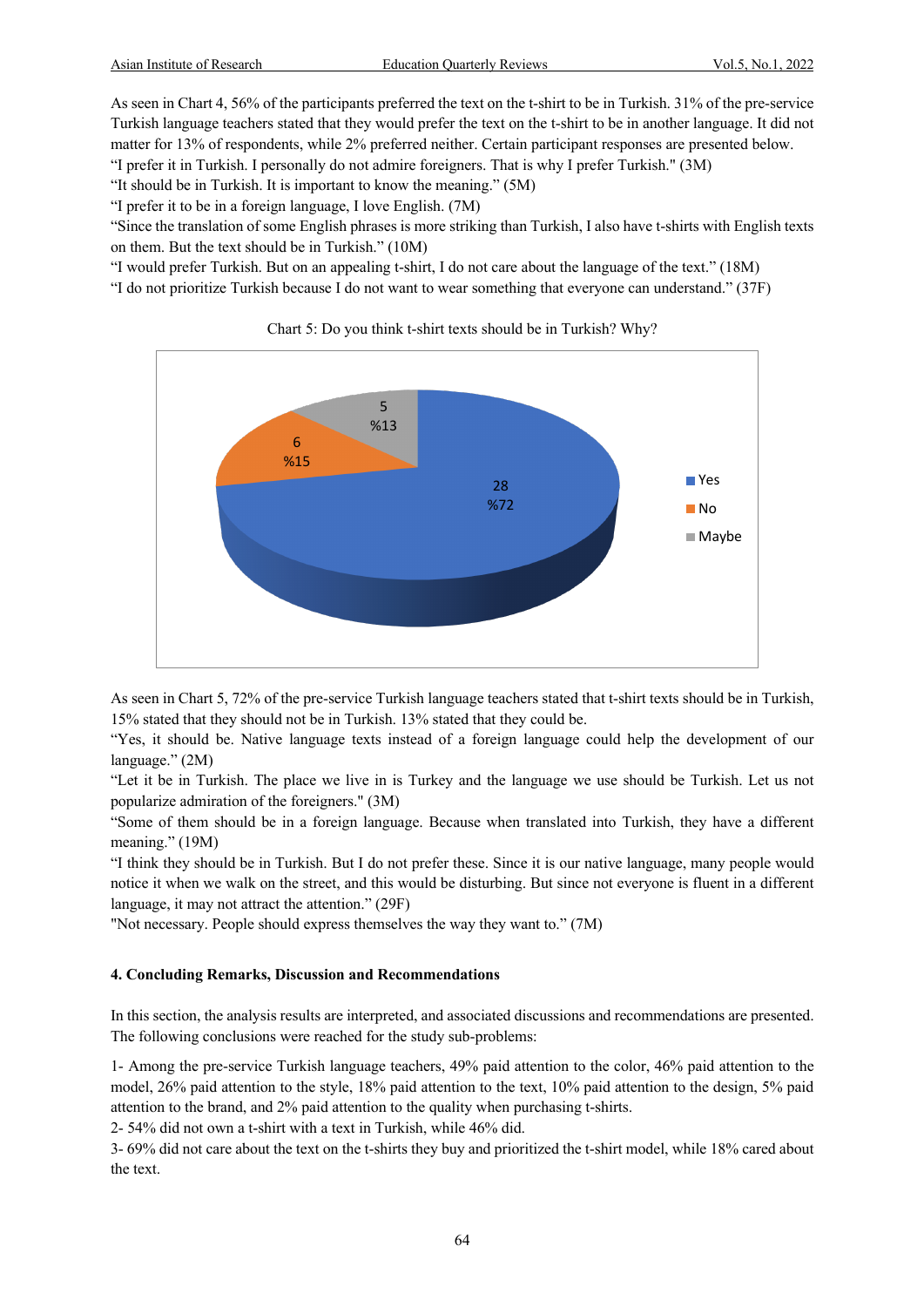As seen in Chart 4, 56% of the participants preferred the text on the t-shirt to be in Turkish. 31% of the pre-service Turkish language teachers stated that they would prefer the text on the t-shirt to be in another language. It did not matter for 13% of respondents, while 2% preferred neither. Certain participant responses are presented below.

"I prefer it in Turkish. I personally do not admire foreigners. That is why I prefer Turkish." (3M)

"It should be in Turkish. It is important to know the meaning." (5M)

"I prefer it to be in a foreign language, I love English. (7M)

"Since the translation of some English phrases is more striking than Turkish, I also have t-shirts with English texts on them. But the text should be in Turkish." (10M)

"I would prefer Turkish. But on an appealing t-shirt, I do not care about the language of the text." (18M)

"I do not prioritize Turkish because I do not want to wear something that everyone can understand." (37F)

Chart 5: Do you think t-shirt texts should be in Turkish? Why?

| Response | n | % |
|---|---|---|
| Yes | 28 | %72 |
| No | 6 | %15 |
| Maybe | 5 | %13 |

As seen in Chart 5, 72% of the pre-service Turkish language teachers stated that t-shirt texts should be in Turkish, 15% stated that they should not be in Turkish. 13% stated that they could be.

"Yes, it should be. Native language texts instead of a foreign language could help the development of our language." (2M)

"Let it be in Turkish. The place we live in is Turkey and the language we use should be Turkish. Let us not popularize admiration of the foreigners." (3M)

"Some of them should be in a foreign language. Because when translated into Turkish, they have a different meaning." (19M)

"I think they should be in Turkish. But I do not prefer these. Since it is our native language, many people would notice it when we walk on the street, and this would be disturbing. But since not everyone is fluent in a different language, it may not attract the attention." (29F)

"Not necessary. People should express themselves the way they want to." (7M)

## 4. Concluding Remarks, Discussion and Recommendations

In this section, the analysis results are interpreted, and associated discussions and recommendations are presented. The following conclusions were reached for the study sub-problems:

1- Among the pre-service Turkish language teachers, 49% paid attention to the color, 46% paid attention to the model, 26% paid attention to the style, 18% paid attention to the text, 10% paid attention to the design, 5% paid attention to the brand, and 2% paid attention to the quality when purchasing t-shirts.

2- 54% did not own a t-shirt with a text in Turkish, while 46% did.

3- 69% did not care about the text on the t-shirts they buy and prioritized the t-shirt model, while 18% cared about the text.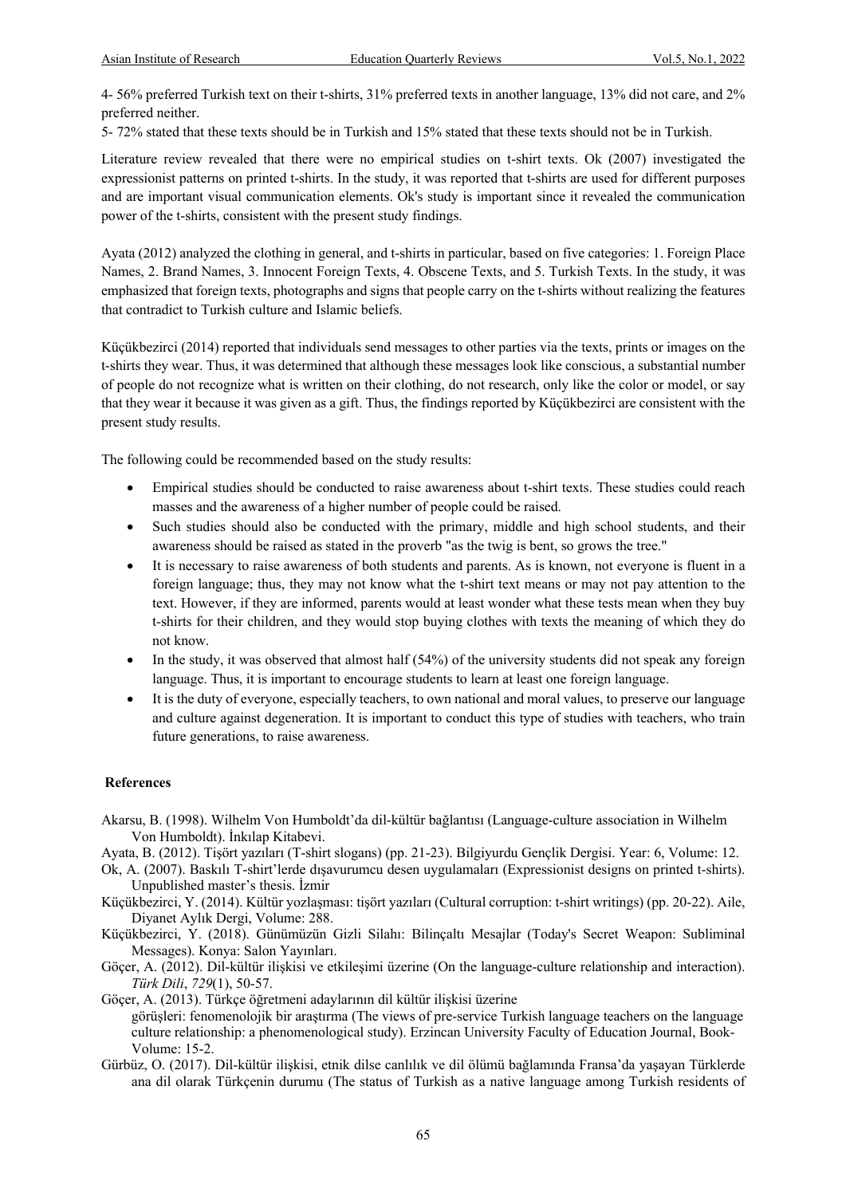4- 56% preferred Turkish text on their t-shirts, 31% preferred texts in another language, 13% did not care, and 2% preferred neither.

5- 72% stated that these texts should be in Turkish and 15% stated that these texts should not be in Turkish.

Literature review revealed that there were no empirical studies on t-shirt texts. Ok (2007) investigated the expressionist patterns on printed t-shirts. In the study, it was reported that t-shirts are used for different purposes and are important visual communication elements. Ok's study is important since it revealed the communication power of the t-shirts, consistent with the present study findings.

Ayata (2012) analyzed the clothing in general, and t-shirts in particular, based on five categories: 1. Foreign Place Names, 2. Brand Names, 3. Innocent Foreign Texts, 4. Obscene Texts, and 5. Turkish Texts. In the study, it was emphasized that foreign texts, photographs and signs that people carry on the t-shirts without realizing the features that contradict to Turkish culture and Islamic beliefs.

Küçükbezirci (2014) reported that individuals send messages to other parties via the texts, prints or images on the t-shirts they wear. Thus, it was determined that although these messages look like conscious, a substantial number of people do not recognize what is written on their clothing, do not research, only like the color or model, or say that they wear it because it was given as a gift. Thus, the findings reported by Küçükbezirci are consistent with the present study results.

The following could be recommended based on the study results:

- Empirical studies should be conducted to raise awareness about t-shirt texts. These studies could reach masses and the awareness of a higher number of people could be raised.
- Such studies should also be conducted with the primary, middle and high school students, and their awareness should be raised as stated in the proverb "as the twig is bent, so grows the tree."
- It is necessary to raise awareness of both students and parents. As is known, not everyone is fluent in a foreign language; thus, they may not know what the t-shirt text means or may not pay attention to the text. However, if they are informed, parents would at least wonder what these tests mean when they buy t-shirts for their children, and they would stop buying clothes with texts the meaning of which they do not know.
- In the study, it was observed that almost half (54%) of the university students did not speak any foreign language. Thus, it is important to encourage students to learn at least one foreign language.
- It is the duty of everyone, especially teachers, to own national and moral values, to preserve our language and culture against degeneration. It is important to conduct this type of studies with teachers, who train future generations, to raise awareness.

## References

Akarsu, B. (1998). Wilhelm Von Humboldt'da dil-kültür bağlantısı (Language-culture association in Wilhelm Von Humboldt). İnkılap Kitabevi.

Ayata, B. (2012). Tişört yazıları (T-shirt slogans) (pp. 21-23). Bilgiyurdu Gençlik Dergisi. Year: 6, Volume: 12.

Ok, A. (2007). Baskılı T-shirt'lerde dışavurumcu desen uygulamaları (Expressionist designs on printed t-shirts). Unpublished master's thesis. İzmir

Küçükbezirci, Y. (2014). Kültür yozlaşması: tişört yazıları (Cultural corruption: t-shirt writings) (pp. 20-22). Aile, Diyanet Aylık Dergi, Volume: 288.

Küçükbezirci, Y. (2018). Günümüzün Gizli Silahı: Bilinçaltı Mesajlar (Today's Secret Weapon: Subliminal Messages). Konya: Salon Yayınları.

Göçer, A. (2012). Dil-kültür ilişkisi ve etkileşimi üzerine (On the language-culture relationship and interaction). *Türk Dili*, *729*(1), 50-57.

Göçer, A. (2013). Türkçe öğretmeni adaylarının dil kültür ilişkisi üzerine görüşleri: fenomenolojik bir araştırma (The views of pre-service Turkish language teachers on the language culture relationship: a phenomenological study). Erzincan University Faculty of Education Journal, Book-Volume: 15-2.

Gürbüz, O. (2017). Dil-kültür ilişkisi, etnik dilse canlılık ve dil ölümü bağlamında Fransa'da yaşayan Türklerde ana dil olarak Türkçenin durumu (The status of Turkish as a native language among Turkish residents of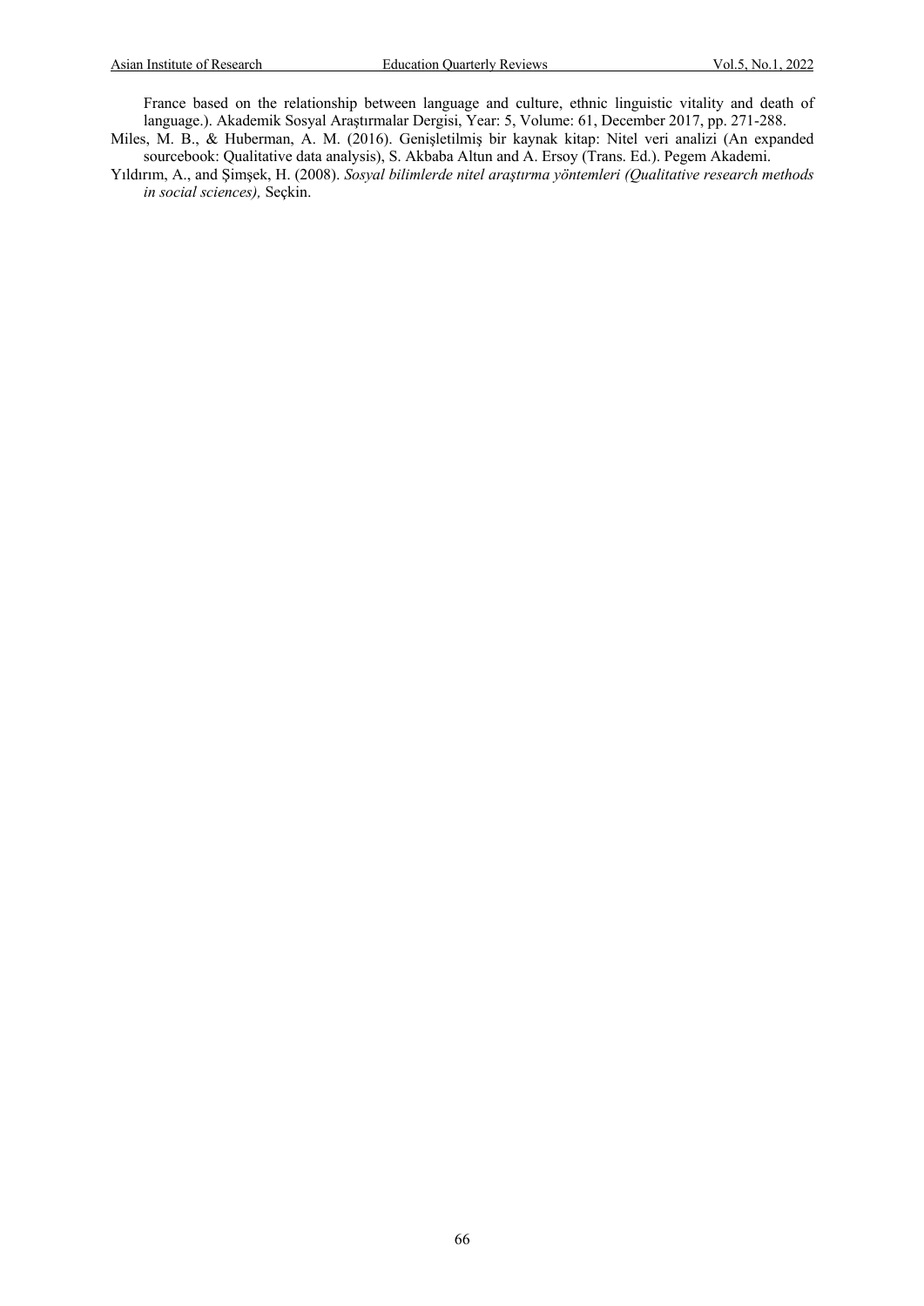France based on the relationship between language and culture, ethnic linguistic vitality and death of language.). Akademik Sosyal Araştırmalar Dergisi, Year: 5, Volume: 61, December 2017, pp. 271-288.

Miles, M. B., & Huberman, A. M. (2016). Genişletilmiş bir kaynak kitap: Nitel veri analizi (An expanded sourcebook: Qualitative data analysis), S. Akbaba Altun and A. Ersoy (Trans. Ed.). Pegem Akademi.

Yıldırım, A., and Şimşek, H. (2008). *Sosyal bilimlerde nitel araştırma yöntemleri (Qualitative research methods in social sciences),* Seçkin.